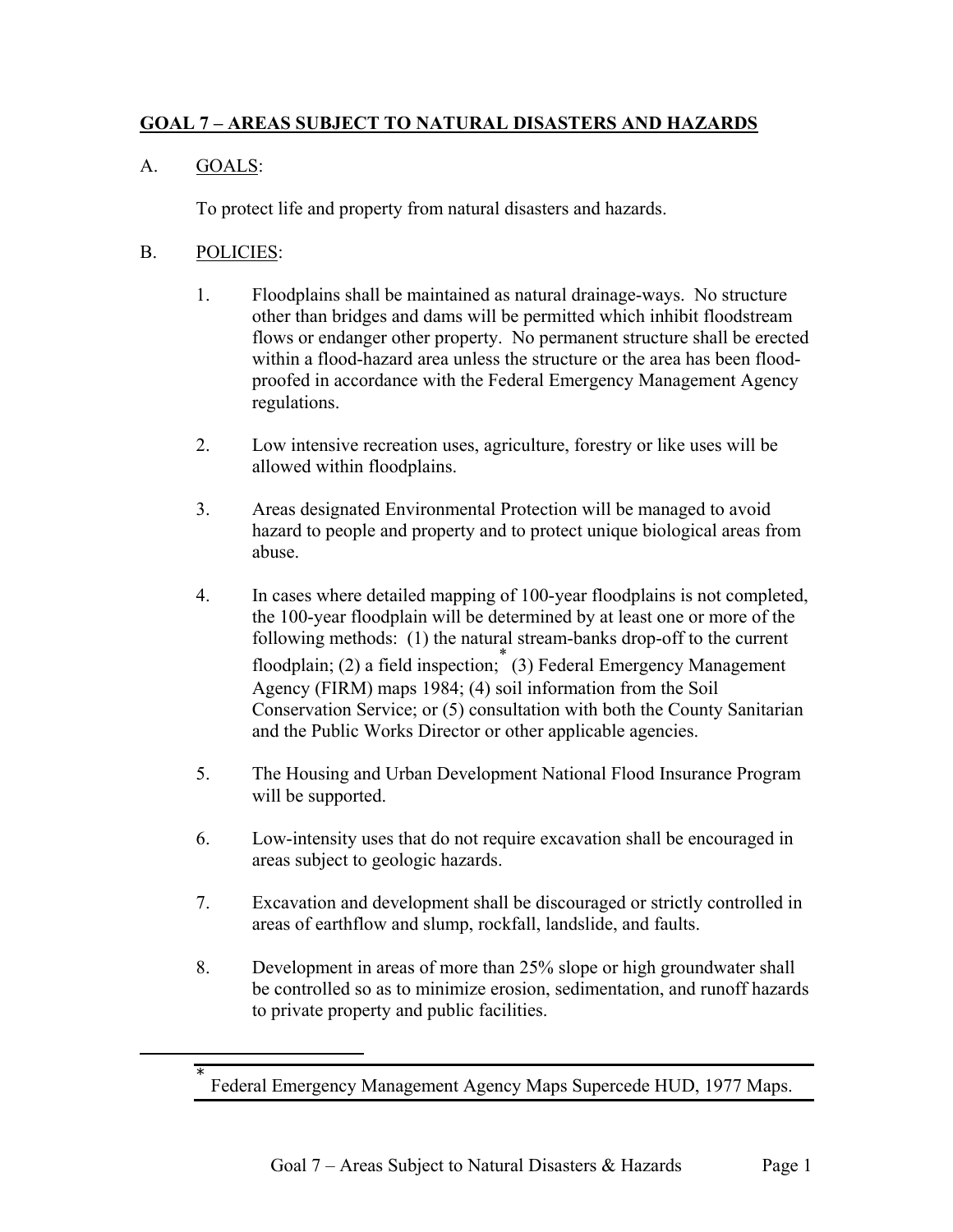## GOAL 7 – AREAS SUBJECT TO NATURAL DISASTERS AND HAZARDS

A. GOALS:

To protect life and property from natural disasters and hazards.

B. POLICIES:

1. Floodplains shall be maintained as natural drainage-ways. No structure other than bridges and dams will be permitted which inhibit floodstream flows or endanger other property. No permanent structure shall be erected within a flood-hazard area unless the structure or the area has been flood-proofed in accordance with the Federal Emergency Management Agency regulations.

2. Low intensive recreation uses, agriculture, forestry or like uses will be allowed within floodplains.

3. Areas designated Environmental Protection will be managed to avoid hazard to people and property and to protect unique biological areas from abuse.

4. In cases where detailed mapping of 100-year floodplains is not completed, the 100-year floodplain will be determined by at least one or more of the following methods: (1) the natural stream-banks drop-off to the current floodplain; (2) a field inspection;* (3) Federal Emergency Management Agency (FIRM) maps 1984; (4) soil information from the Soil Conservation Service; or (5) consultation with both the County Sanitarian and the Public Works Director or other applicable agencies.

5. The Housing and Urban Development National Flood Insurance Program will be supported.

6. Low-intensity uses that do not require excavation shall be encouraged in areas subject to geologic hazards.

7. Excavation and development shall be discouraged or strictly controlled in areas of earthflow and slump, rockfall, landslide, and faults.

8. Development in areas of more than 25% slope or high groundwater shall be controlled so as to minimize erosion, sedimentation, and runoff hazards to private property and public facilities.

---

\* Federal Emergency Management Agency Maps Supercede HUD, 1977 Maps.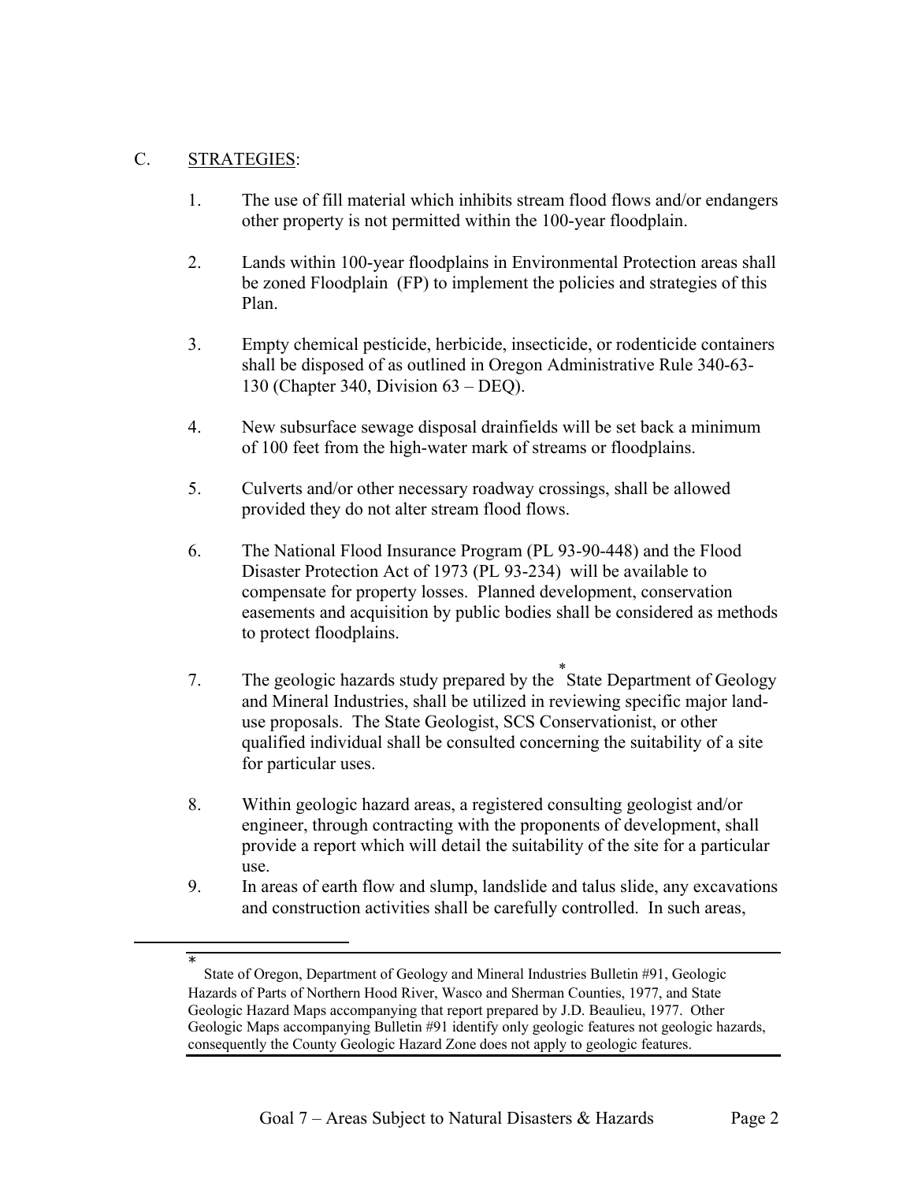## C. STRATEGIES:

1. The use of fill material which inhibits stream flood flows and/or endangers other property is not permitted within the 100-year floodplain.

2. Lands within 100-year floodplains in Environmental Protection areas shall be zoned Floodplain (FP) to implement the policies and strategies of this Plan.

3. Empty chemical pesticide, herbicide, insecticide, or rodenticide containers shall be disposed of as outlined in Oregon Administrative Rule 340-63-130 (Chapter 340, Division 63 – DEQ).

4. New subsurface sewage disposal drainfields will be set back a minimum of 100 feet from the high-water mark of streams or floodplains.

5. Culverts and/or other necessary roadway crossings, shall be allowed provided they do not alter stream flood flows.

6. The National Flood Insurance Program (PL 93-90-448) and the Flood Disaster Protection Act of 1973 (PL 93-234) will be available to compensate for property losses. Planned development, conservation easements and acquisition by public bodies shall be considered as methods to protect floodplains.

7. The geologic hazards study prepared by the [*] State Department of Geology and Mineral Industries, shall be utilized in reviewing specific major land-use proposals. The State Geologist, SCS Conservationist, or other qualified individual shall be consulted concerning the suitability of a site for particular uses.

8. Within geologic hazard areas, a registered consulting geologist and/or engineer, through contracting with the proponents of development, shall provide a report which will detail the suitability of the site for a particular use.

9. In areas of earth flow and slump, landslide and talus slide, any excavations and construction activities shall be carefully controlled. In such areas,

---

[*] State of Oregon, Department of Geology and Mineral Industries Bulletin #91, Geologic Hazards of Parts of Northern Hood River, Wasco and Sherman Counties, 1977, and State Geologic Hazard Maps accompanying that report prepared by J.D. Beaulieu, 1977. Other Geologic Maps accompanying Bulletin #91 identify only geologic features not geologic hazards, consequently the County Geologic Hazard Zone does not apply to geologic features.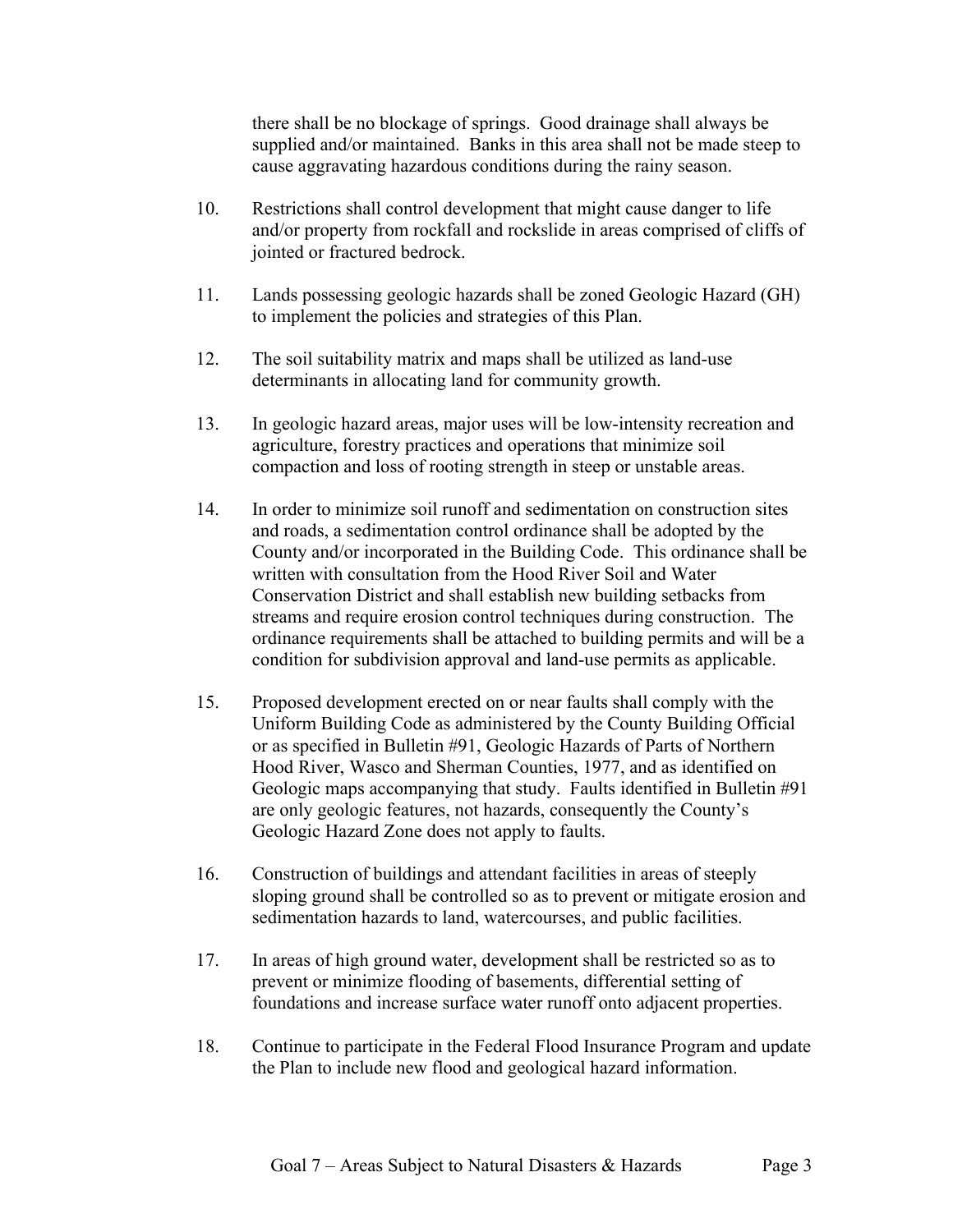there shall be no blockage of springs. Good drainage shall always be supplied and/or maintained. Banks in this area shall not be made steep to cause aggravating hazardous conditions during the rainy season.

10. Restrictions shall control development that might cause danger to life and/or property from rockfall and rockslide in areas comprised of cliffs of jointed or fractured bedrock.

11. Lands possessing geologic hazards shall be zoned Geologic Hazard (GH) to implement the policies and strategies of this Plan.

12. The soil suitability matrix and maps shall be utilized as land-use determinants in allocating land for community growth.

13. In geologic hazard areas, major uses will be low-intensity recreation and agriculture, forestry practices and operations that minimize soil compaction and loss of rooting strength in steep or unstable areas.

14. In order to minimize soil runoff and sedimentation on construction sites and roads, a sedimentation control ordinance shall be adopted by the County and/or incorporated in the Building Code. This ordinance shall be written with consultation from the Hood River Soil and Water Conservation District and shall establish new building setbacks from streams and require erosion control techniques during construction. The ordinance requirements shall be attached to building permits and will be a condition for subdivision approval and land-use permits as applicable.

15. Proposed development erected on or near faults shall comply with the Uniform Building Code as administered by the County Building Official or as specified in Bulletin #91, Geologic Hazards of Parts of Northern Hood River, Wasco and Sherman Counties, 1977, and as identified on Geologic maps accompanying that study. Faults identified in Bulletin #91 are only geologic features, not hazards, consequently the County's Geologic Hazard Zone does not apply to faults.

16. Construction of buildings and attendant facilities in areas of steeply sloping ground shall be controlled so as to prevent or mitigate erosion and sedimentation hazards to land, watercourses, and public facilities.

17. In areas of high ground water, development shall be restricted so as to prevent or minimize flooding of basements, differential setting of foundations and increase surface water runoff onto adjacent properties.

18. Continue to participate in the Federal Flood Insurance Program and update the Plan to include new flood and geological hazard information.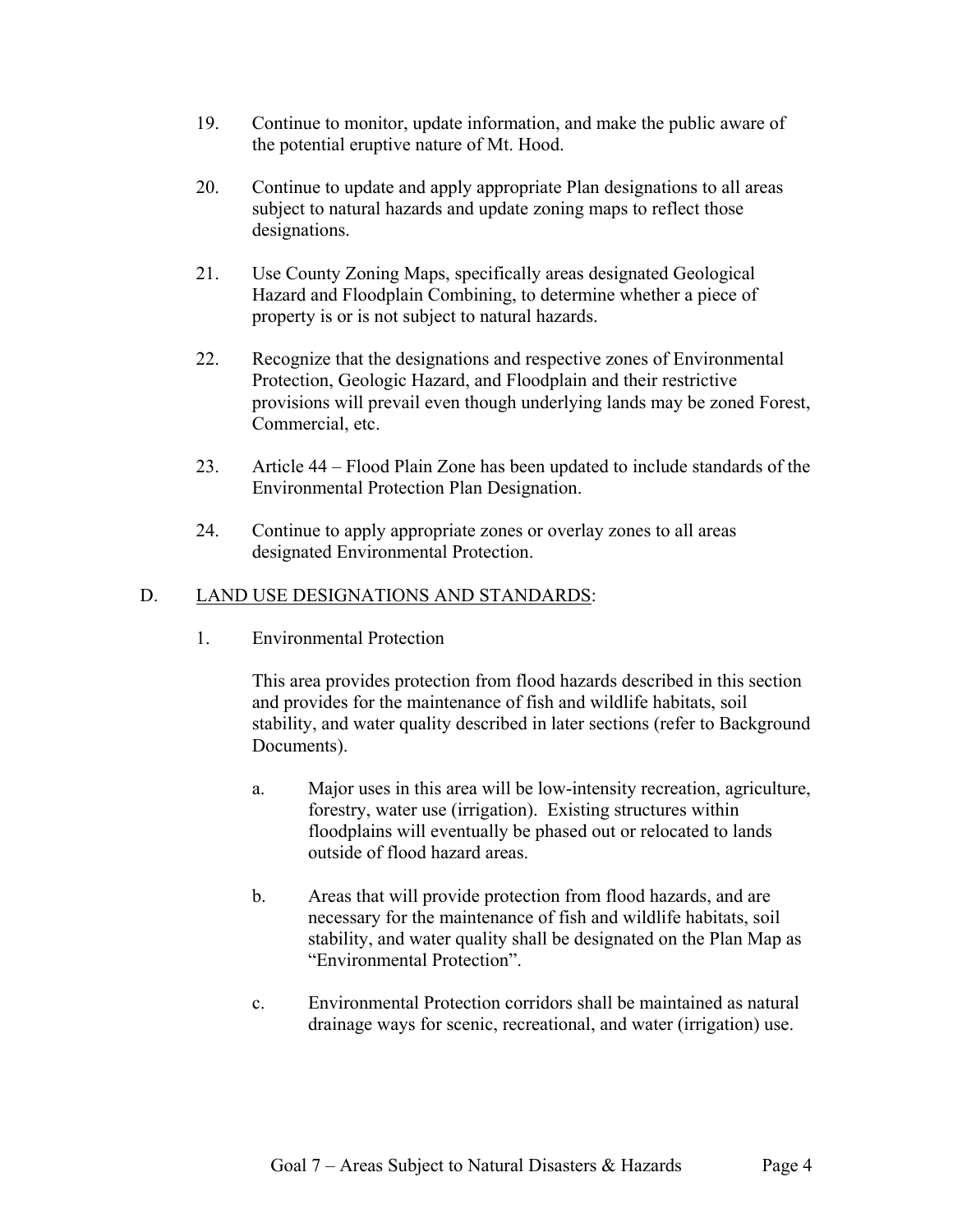19. Continue to monitor, update information, and make the public aware of the potential eruptive nature of Mt. Hood.

20. Continue to update and apply appropriate Plan designations to all areas subject to natural hazards and update zoning maps to reflect those designations.

21. Use County Zoning Maps, specifically areas designated Geological Hazard and Floodplain Combining, to determine whether a piece of property is or is not subject to natural hazards.

22. Recognize that the designations and respective zones of Environmental Protection, Geologic Hazard, and Floodplain and their restrictive provisions will prevail even though underlying lands may be zoned Forest, Commercial, etc.

23. Article 44 – Flood Plain Zone has been updated to include standards of the Environmental Protection Plan Designation.

24. Continue to apply appropriate zones or overlay zones to all areas designated Environmental Protection.

## D. LAND USE DESIGNATIONS AND STANDARDS:

### 1. Environmental Protection

This area provides protection from flood hazards described in this section and provides for the maintenance of fish and wildlife habitats, soil stability, and water quality described in later sections (refer to Background Documents).

a. Major uses in this area will be low-intensity recreation, agriculture, forestry, water use (irrigation). Existing structures within floodplains will eventually be phased out or relocated to lands outside of flood hazard areas.

b. Areas that will provide protection from flood hazards, and are necessary for the maintenance of fish and wildlife habitats, soil stability, and water quality shall be designated on the Plan Map as "Environmental Protection".

c. Environmental Protection corridors shall be maintained as natural drainage ways for scenic, recreational, and water (irrigation) use.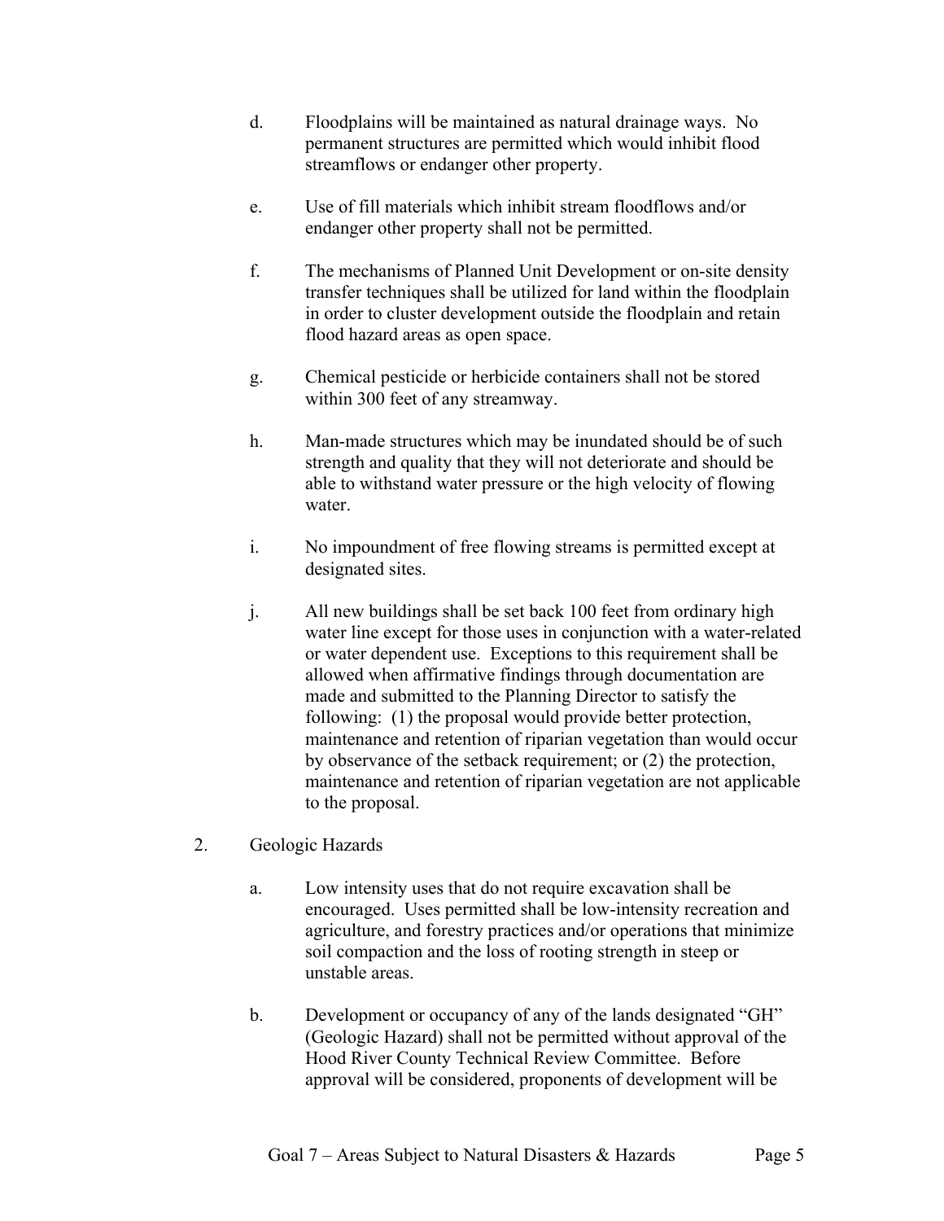d. Floodplains will be maintained as natural drainage ways. No permanent structures are permitted which would inhibit flood streamflows or endanger other property.

e. Use of fill materials which inhibit stream floodflows and/or endanger other property shall not be permitted.

f. The mechanisms of Planned Unit Development or on-site density transfer techniques shall be utilized for land within the floodplain in order to cluster development outside the floodplain and retain flood hazard areas as open space.

g. Chemical pesticide or herbicide containers shall not be stored within 300 feet of any streamway.

h. Man-made structures which may be inundated should be of such strength and quality that they will not deteriorate and should be able to withstand water pressure or the high velocity of flowing water.

i. No impoundment of free flowing streams is permitted except at designated sites.

j. All new buildings shall be set back 100 feet from ordinary high water line except for those uses in conjunction with a water-related or water dependent use. Exceptions to this requirement shall be allowed when affirmative findings through documentation are made and submitted to the Planning Director to satisfy the following: (1) the proposal would provide better protection, maintenance and retention of riparian vegetation than would occur by observance of the setback requirement; or (2) the protection, maintenance and retention of riparian vegetation are not applicable to the proposal.

2. Geologic Hazards

a. Low intensity uses that do not require excavation shall be encouraged. Uses permitted shall be low-intensity recreation and agriculture, and forestry practices and/or operations that minimize soil compaction and the loss of rooting strength in steep or unstable areas.

b. Development or occupancy of any of the lands designated "GH" (Geologic Hazard) shall not be permitted without approval of the Hood River County Technical Review Committee. Before approval will be considered, proponents of development will be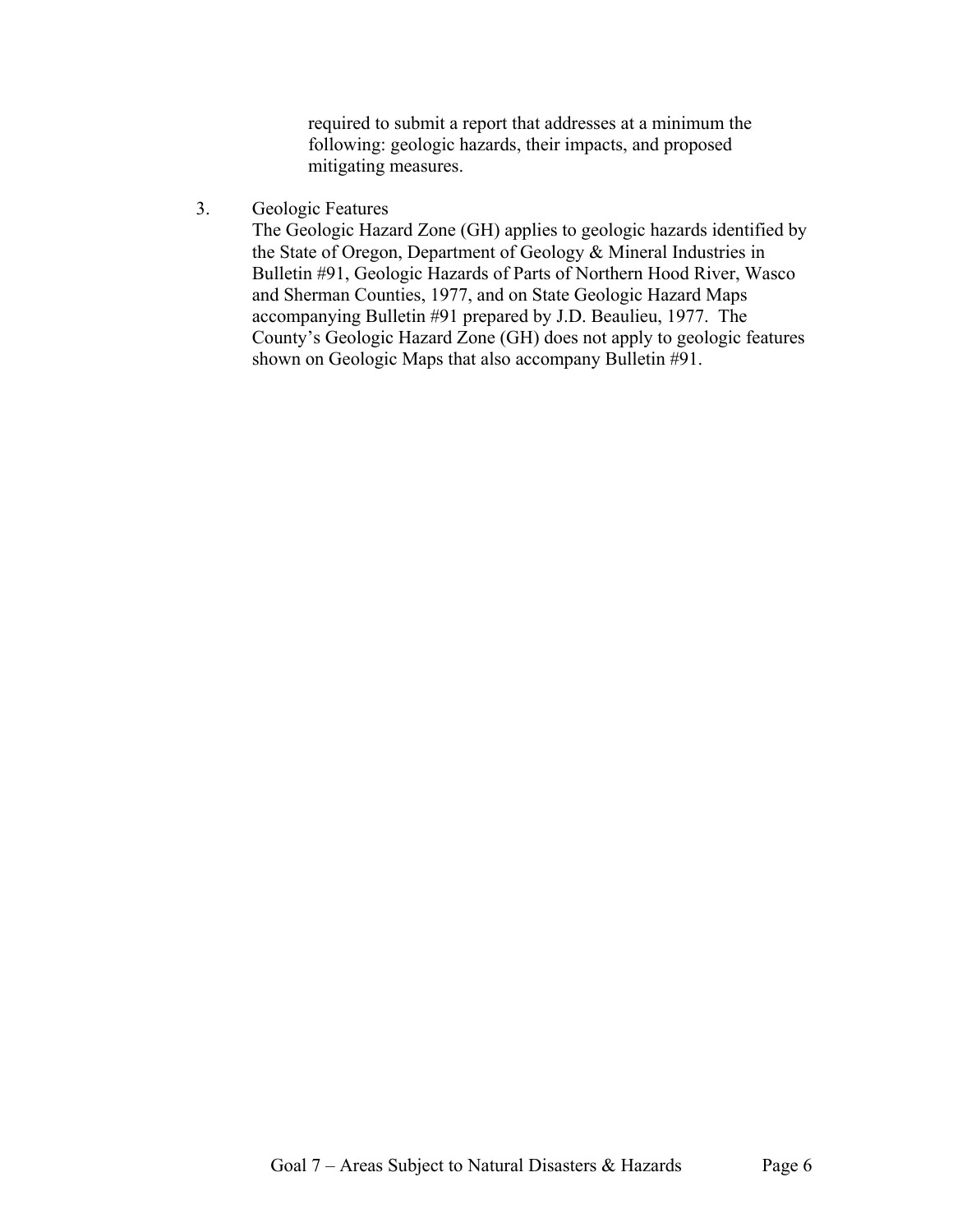required to submit a report that addresses at a minimum the following: geologic hazards, their impacts, and proposed mitigating measures.

3. Geologic Features

The Geologic Hazard Zone (GH) applies to geologic hazards identified by the State of Oregon, Department of Geology & Mineral Industries in Bulletin #91, Geologic Hazards of Parts of Northern Hood River, Wasco and Sherman Counties, 1977, and on State Geologic Hazard Maps accompanying Bulletin #91 prepared by J.D. Beaulieu, 1977. The County's Geologic Hazard Zone (GH) does not apply to geologic features shown on Geologic Maps that also accompany Bulletin #91.